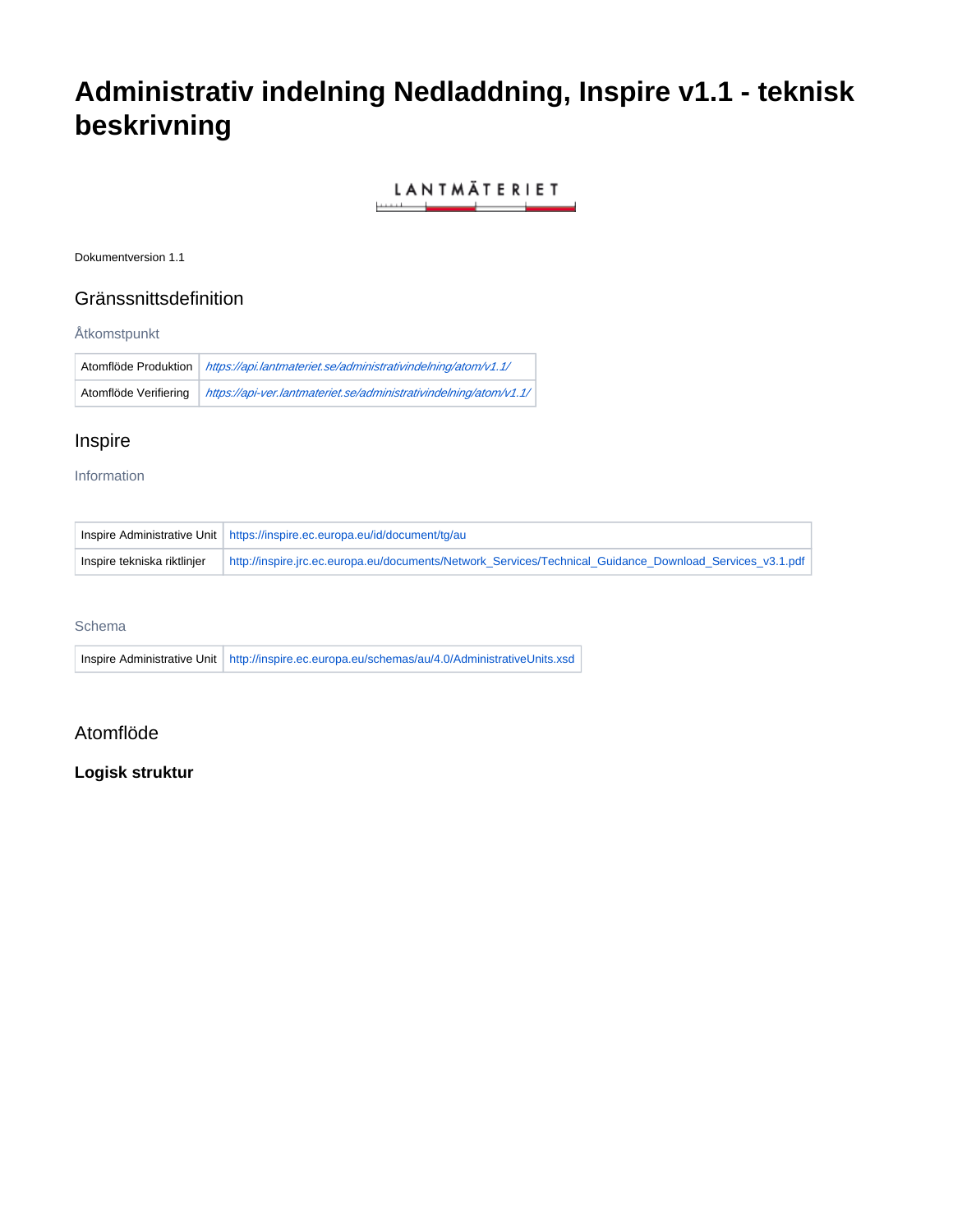# Administrativ indelning Nedladdning, Inspire v1.1 - teknisk beskrivning

Dokumentversion 1.1

## Gränssnittsdefinition

### Åtkomstpunkt

| | |
|---|---|
| Atomflöde Produktion | *https://api.lantmateriet.se/administrativindelning/atom/v1.1/* |
| Atomflöde Verifiering | *https://api-ver.lantmateriet.se/administrativindelning/atom/v1.1/* |

## Inspire

### Information

| | |
|---|---|
| Inspire Administrative Unit | https://inspire.ec.europa.eu/id/document/tg/au |
| Inspire tekniska riktlinjer | http://inspire.jrc.ec.europa.eu/documents/Network_Services/Technical_Guidance_Download_Services_v3.1.pdf |

### Schema

| | |
|---|---|
| Inspire Administrative Unit | http://inspire.ec.europa.eu/schemas/au/4.0/AdministrativeUnits.xsd |

## Atomflöde

### Logisk struktur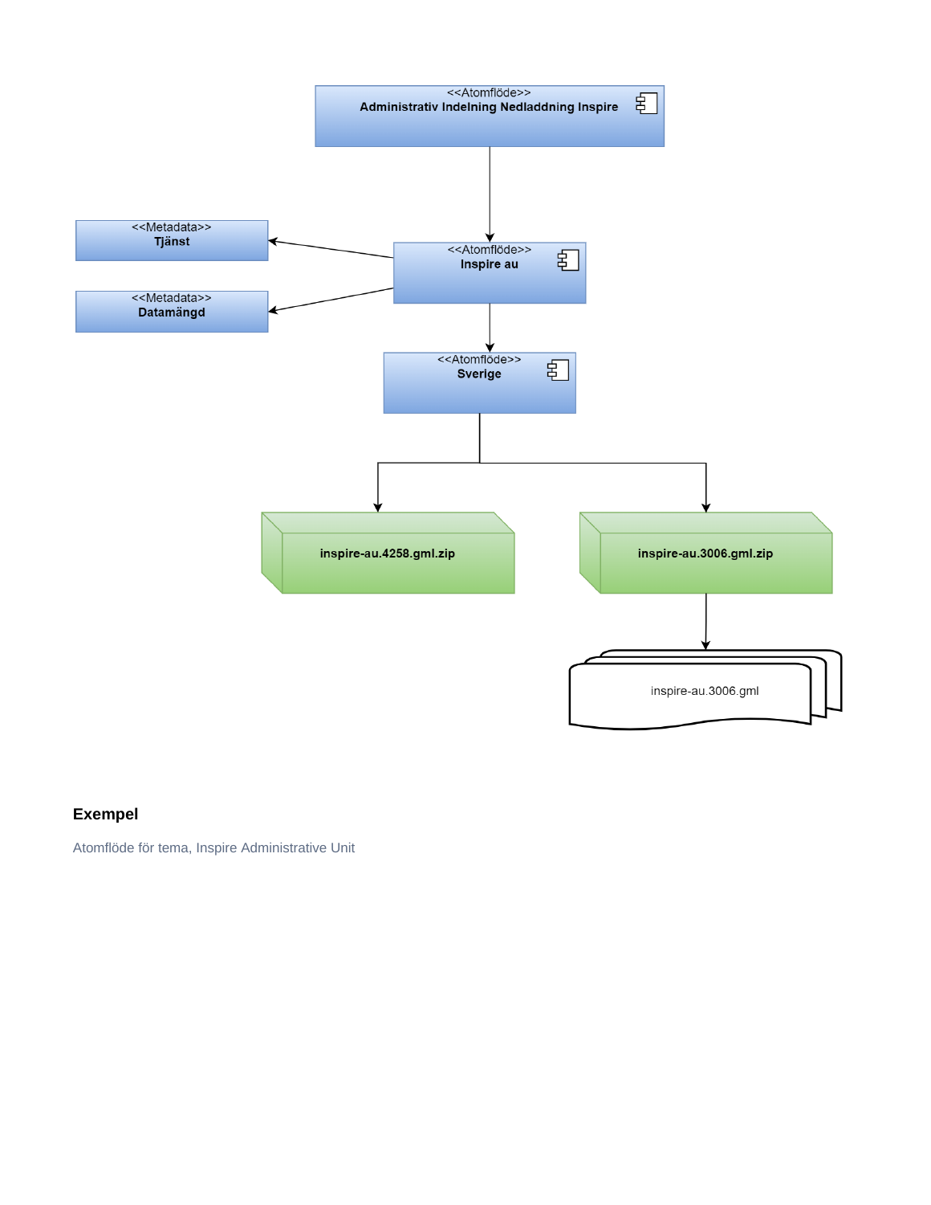<<Atomflöde>>
**Administrativ Indelning Nedladdning Inspire**

<<Metadata>>
**Tjänst**

<<Atomflöde>>
**Inspire au**

<<Metadata>>
**Datamängd**

<<Atomflöde>>
**Sverige**

**inspire-au.4258.gml.zip**

**inspire-au.3006.gml.zip**

inspire-au.3006.gml

### Exempel

Atomflöde för tema, Inspire Administrative Unit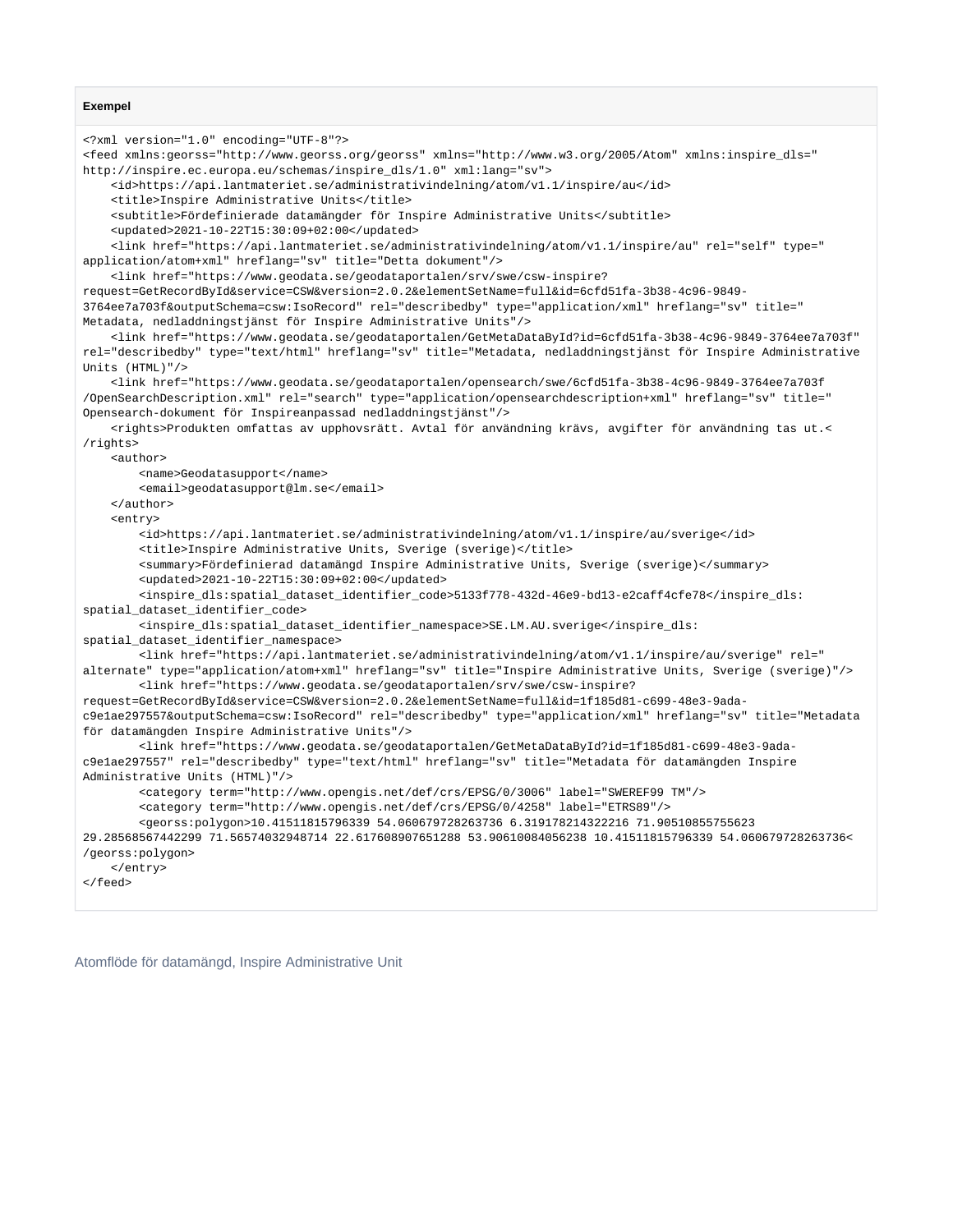**Exempel**

```
<?xml version="1.0" encoding="UTF-8"?>
<feed xmlns:georss="http://www.georss.org/georss" xmlns="http://www.w3.org/2005/Atom" xmlns:inspire_dls="
http://inspire.ec.europa.eu/schemas/inspire_dls/1.0" xml:lang="sv">
    <id>https://api.lantmateriet.se/administrativindelning/atom/v1.1/inspire/au</id>
    <title>Inspire Administrative Units</title>
    <subtitle>Fördefinierade datamängder för Inspire Administrative Units</subtitle>
    <updated>2021-10-22T15:30:09+02:00</updated>
    <link href="https://api.lantmateriet.se/administrativindelning/atom/v1.1/inspire/au" rel="self" type="
application/atom+xml" hreflang="sv" title="Detta dokument"/>
    <link href="https://www.geodata.se/geodataportalen/srv/swe/csw-inspire?
request=GetRecordById&service=CSW&version=2.0.2&elementSetName=full&id=6cfd51fa-3b38-4c96-9849-
3764ee7a703f&outputSchema=csw:IsoRecord" rel="describedby" type="application/xml" hreflang="sv" title="
Metadata, nedladdningstjänst för Inspire Administrative Units"/>
    <link href="https://www.geodata.se/geodataportalen/GetMetaDataById?id=6cfd51fa-3b38-4c96-9849-3764ee7a703f"
rel="describedby" type="text/html" hreflang="sv" title="Metadata, nedladdningstjänst för Inspire Administrative
Units (HTML)"/>
    <link href="https://www.geodata.se/geodataportalen/opensearch/swe/6cfd51fa-3b38-4c96-9849-3764ee7a703f
/OpenSearchDescription.xml" rel="search" type="application/opensearchdescription+xml" hreflang="sv" title="
Opensearch-dokument för Inspireanpassad nedladdningstjänst"/>
    <rights>Produkten omfattas av upphovsrätt. Avtal för användning krävs, avgifter för användning tas ut.<
/rights>
    <author>
        <name>Geodatasupport</name>
        <email>geodatasupport@lm.se</email>
    </author>
    <entry>
        <id>https://api.lantmateriet.se/administrativindelning/atom/v1.1/inspire/au/sverige</id>
        <title>Inspire Administrative Units, Sverige (sverige)</title>
        <summary>Fördefinierad datamängd Inspire Administrative Units, Sverige (sverige)</summary>
        <updated>2021-10-22T15:30:09+02:00</updated>
        <inspire_dls:spatial_dataset_identifier_code>5133f778-432d-46e9-bd13-e2caff4cfe78</inspire_dls:
spatial_dataset_identifier_code>
        <inspire_dls:spatial_dataset_identifier_namespace>SE.LM.AU.sverige</inspire_dls:
spatial_dataset_identifier_namespace>
        <link href="https://api.lantmateriet.se/administrativindelning/atom/v1.1/inspire/au/sverige" rel="
alternate" type="application/atom+xml" hreflang="sv" title="Inspire Administrative Units, Sverige (sverige)"/>
        <link href="https://www.geodata.se/geodataportalen/srv/swe/csw-inspire?
request=GetRecordById&service=CSW&version=2.0.2&elementSetName=full&id=1f185d81-c699-48e3-9ada-
c9e1ae297557&outputSchema=csw:IsoRecord" rel="describedby" type="application/xml" hreflang="sv" title="Metadata
för datamängden Inspire Administrative Units"/>
        <link href="https://www.geodata.se/geodataportalen/GetMetaDataById?id=1f185d81-c699-48e3-9ada-
c9e1ae297557" rel="describedby" type="text/html" hreflang="sv" title="Metadata för datamängden Inspire
Administrative Units (HTML)"/>
        <category term="http://www.opengis.net/def/crs/EPSG/0/3006" label="SWEREF99 TM"/>
        <category term="http://www.opengis.net/def/crs/EPSG/0/4258" label="ETRS89"/>
        <georss:polygon>10.41511815796339 54.060679728263736 6.319178214322216 71.90510855755623
29.28568567442299 71.56574032948714 22.617608907651288 53.90610084056238 10.41511815796339 54.060679728263736<
/georss:polygon>
    </entry>
</feed>
```

Atomflöde för datamängd, Inspire Administrative Unit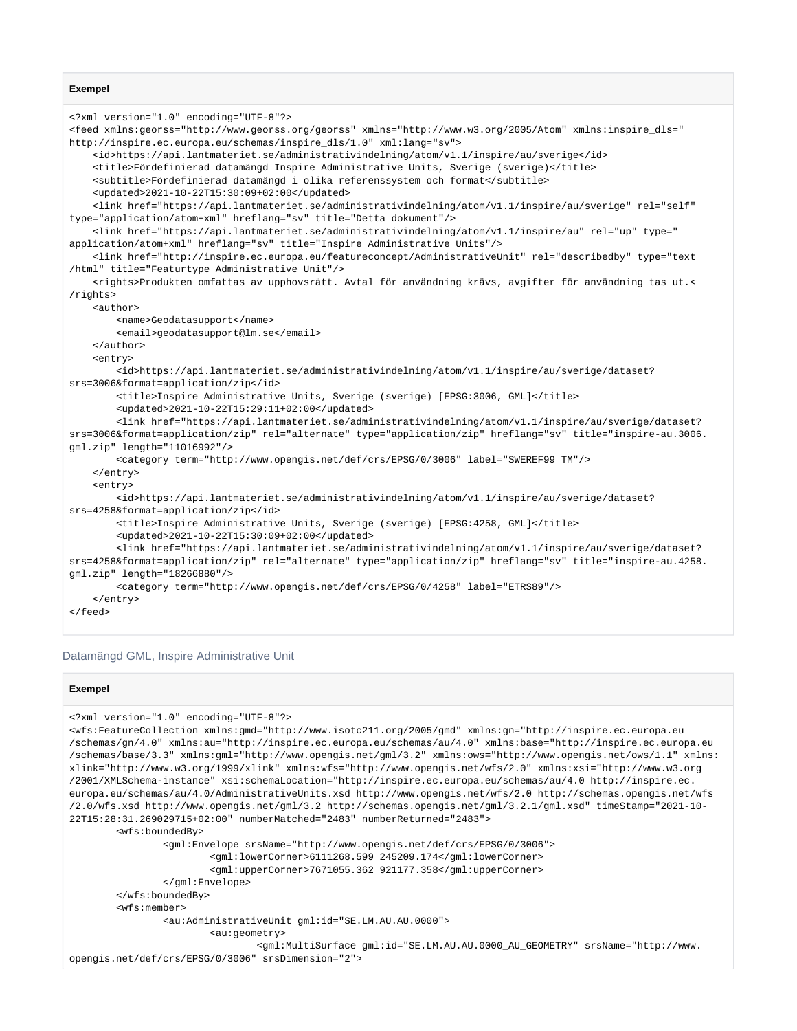**Exempel**

```
<?xml version="1.0" encoding="UTF-8"?>
<feed xmlns:georss="http://www.georss.org/georss" xmlns="http://www.w3.org/2005/Atom" xmlns:inspire_dls="
http://inspire.ec.europa.eu/schemas/inspire_dls/1.0" xml:lang="sv">
    <id>https://api.lantmateriet.se/administrativindelning/atom/v1.1/inspire/au/sverige</id>
    <title>Fördefinierad datamängd Inspire Administrative Units, Sverige (sverige)</title>
    <subtitle>Fördefinierad datamängd i olika referenssystem och format</subtitle>
    <updated>2021-10-22T15:30:09+02:00</updated>
    <link href="https://api.lantmateriet.se/administrativindelning/atom/v1.1/inspire/au/sverige" rel="self"
type="application/atom+xml" hreflang="sv" title="Detta dokument"/>
    <link href="https://api.lantmateriet.se/administrativindelning/atom/v1.1/inspire/au" rel="up" type="
application/atom+xml" hreflang="sv" title="Inspire Administrative Units"/>
    <link href="http://inspire.ec.europa.eu/featureconcept/AdministrativeUnit" rel="describedby" type="text
/html" title="Featurtype Administrative Unit"/>
    <rights>Produkten omfattas av upphovsrätt. Avtal för användning krävs, avgifter för användning tas ut.<
/rights>
    <author>
        <name>Geodatasupport</name>
        <email>geodatasupport@lm.se</email>
    </author>
    <entry>
        <id>https://api.lantmateriet.se/administrativindelning/atom/v1.1/inspire/au/sverige/dataset?
srs=3006&format=application/zip</id>
        <title>Inspire Administrative Units, Sverige (sverige) [EPSG:3006, GML]</title>
        <updated>2021-10-22T15:29:11+02:00</updated>
        <link href="https://api.lantmateriet.se/administrativindelning/atom/v1.1/inspire/au/sverige/dataset?
srs=3006&format=application/zip" rel="alternate" type="application/zip" hreflang="sv" title="inspire-au.3006.
gml.zip" length="11016992"/>
        <category term="http://www.opengis.net/def/crs/EPSG/0/3006" label="SWEREF99 TM"/>
    </entry>
    <entry>
        <id>https://api.lantmateriet.se/administrativindelning/atom/v1.1/inspire/au/sverige/dataset?
srs=4258&format=application/zip</id>
        <title>Inspire Administrative Units, Sverige (sverige) [EPSG:4258, GML]</title>
        <updated>2021-10-22T15:30:09+02:00</updated>
        <link href="https://api.lantmateriet.se/administrativindelning/atom/v1.1/inspire/au/sverige/dataset?
srs=4258&format=application/zip" rel="alternate" type="application/zip" hreflang="sv" title="inspire-au.4258.
gml.zip" length="18266880"/>
        <category term="http://www.opengis.net/def/crs/EPSG/0/4258" label="ETRS89"/>
    </entry>
</feed>
```

### Datamängd GML, Inspire Administrative Unit

**Exempel**

```
<?xml version="1.0" encoding="UTF-8"?>
<wfs:FeatureCollection xmlns:gmd="http://www.isotc211.org/2005/gmd" xmlns:gn="http://inspire.ec.europa.eu
/schemas/gn/4.0" xmlns:au="http://inspire.ec.europa.eu/schemas/au/4.0" xmlns:base="http://inspire.ec.europa.eu
/schemas/base/3.3" xmlns:gml="http://www.opengis.net/gml/3.2" xmlns:ows="http://www.opengis.net/ows/1.1" xmlns:
xlink="http://www.w3.org/1999/xlink" xmlns:wfs="http://www.opengis.net/wfs/2.0" xmlns:xsi="http://www.w3.org
/2001/XMLSchema-instance" xsi:schemaLocation="http://inspire.ec.europa.eu/schemas/au/4.0 http://inspire.ec.
europa.eu/schemas/au/4.0/AdministrativeUnits.xsd http://www.opengis.net/wfs/2.0 http://schemas.opengis.net/wfs
/2.0/wfs.xsd http://www.opengis.net/gml/3.2 http://schemas.opengis.net/gml/3.2.1/gml.xsd" timeStamp="2021-10-
22T15:28:31.269029715+02:00" numberMatched="2483" numberReturned="2483">
        <wfs:boundedBy>
                <gml:Envelope srsName="http://www.opengis.net/def/crs/EPSG/0/3006">
                        <gml:lowerCorner>6111268.599 245209.174</gml:lowerCorner>
                        <gml:upperCorner>7671055.362 921177.358</gml:upperCorner>
                </gml:Envelope>
        </wfs:boundedBy>
        <wfs:member>
                <au:AdministrativeUnit gml:id="SE.LM.AU.AU.0000">
                        <au:geometry>
                                <gml:MultiSurface gml:id="SE.LM.AU.AU.0000_AU_GEOMETRY" srsName="http://www.
opengis.net/def/crs/EPSG/0/3006" srsDimension="2">
```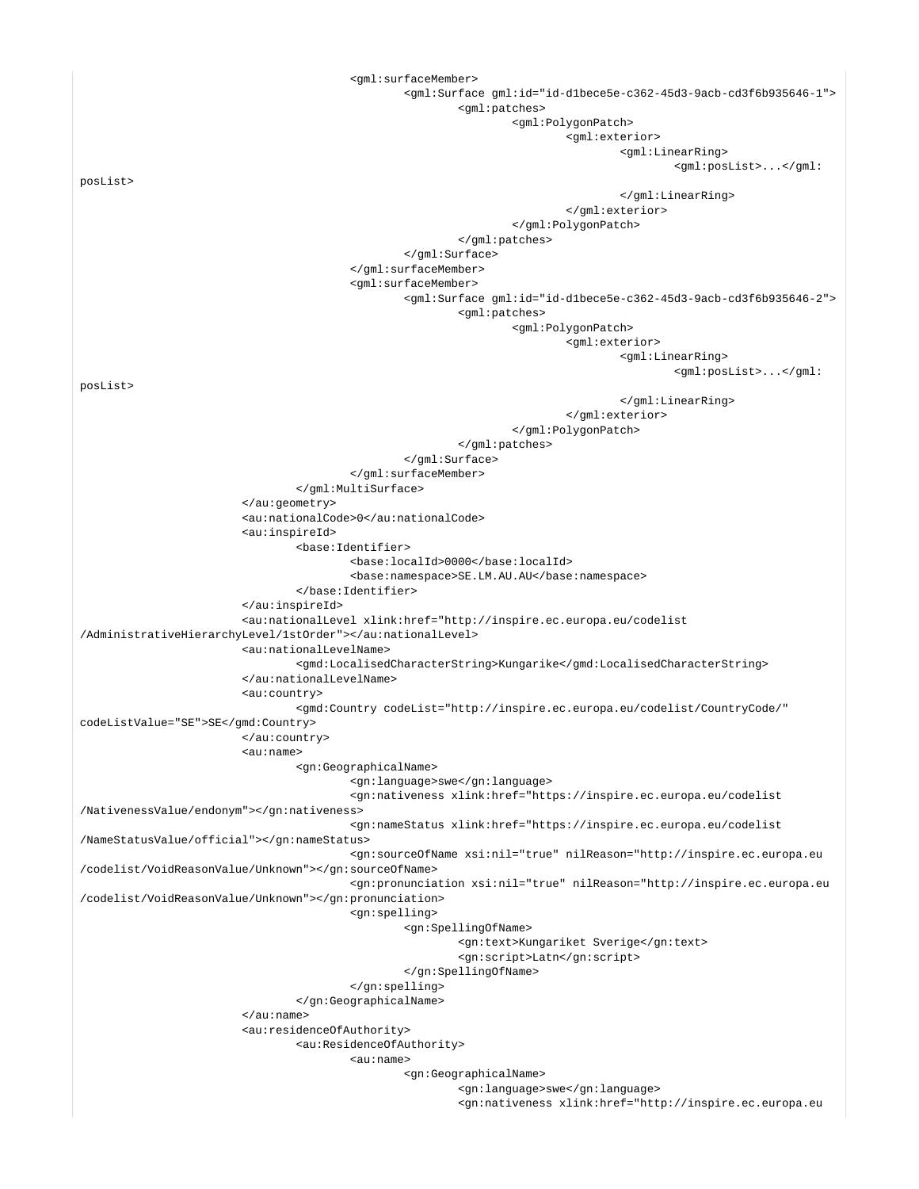```
							<gml:surfaceMember>
								<gml:Surface gml:id="id-d1bece5e-c362-45d3-9acb-cd3f6b935646-1">
									<gml:patches>
										<gml:PolygonPatch>
											<gml:exterior>
												<gml:LinearRing>
													<gml:posList>...</gml:posList>
												</gml:LinearRing>
											</gml:exterior>
										</gml:PolygonPatch>
									</gml:patches>
								</gml:Surface>
							</gml:surfaceMember>
							<gml:surfaceMember>
								<gml:Surface gml:id="id-d1bece5e-c362-45d3-9acb-cd3f6b935646-2">
									<gml:patches>
										<gml:PolygonPatch>
											<gml:exterior>
												<gml:LinearRing>
													<gml:posList>...</gml:posList>
												</gml:LinearRing>
											</gml:exterior>
										</gml:PolygonPatch>
									</gml:patches>
								</gml:Surface>
							</gml:surfaceMember>
						</gml:MultiSurface>
					</au:geometry>
					<au:nationalCode>0</au:nationalCode>
					<au:inspireId>
						<base:Identifier>
							<base:localId>0000</base:localId>
							<base:namespace>SE.LM.AU.AU</base:namespace>
						</base:Identifier>
					</au:inspireId>
					<au:nationalLevel xlink:href="http://inspire.ec.europa.eu/codelist/AdministrativeHierarchyLevel/1stOrder"></au:nationalLevel>
					<au:nationalLevelName>
						<gmd:LocalisedCharacterString>Kungarike</gmd:LocalisedCharacterString>
					</au:nationalLevelName>
					<au:country>
						<gmd:Country codeList="http://inspire.ec.europa.eu/codelist/CountryCode/" codeListValue="SE">SE</gmd:Country>
					</au:country>
					<au:name>
						<gn:GeographicalName>
							<gn:language>swe</gn:language>
							<gn:nativeness xlink:href="https://inspire.ec.europa.eu/codelist/NativenessValue/endonym"></gn:nativeness>
							<gn:nameStatus xlink:href="https://inspire.ec.europa.eu/codelist/NameStatusValue/official"></gn:nameStatus>
							<gn:sourceOfName xsi:nil="true" nilReason="http://inspire.ec.europa.eu/codelist/VoidReasonValue/Unknown"></gn:sourceOfName>
							<gn:pronunciation xsi:nil="true" nilReason="http://inspire.ec.europa.eu/codelist/VoidReasonValue/Unknown"></gn:pronunciation>
							<gn:spelling>
								<gn:SpellingOfName>
									<gn:text>Kungariket Sverige</gn:text>
									<gn:script>Latn</gn:script>
								</gn:SpellingOfName>
							</gn:spelling>
						</gn:GeographicalName>
					</au:name>
					<au:residenceOfAuthority>
						<au:ResidenceOfAuthority>
							<au:name>
								<gn:GeographicalName>
									<gn:language>swe</gn:language>
									<gn:nativeness xlink:href="http://inspire.ec.europa.eu
```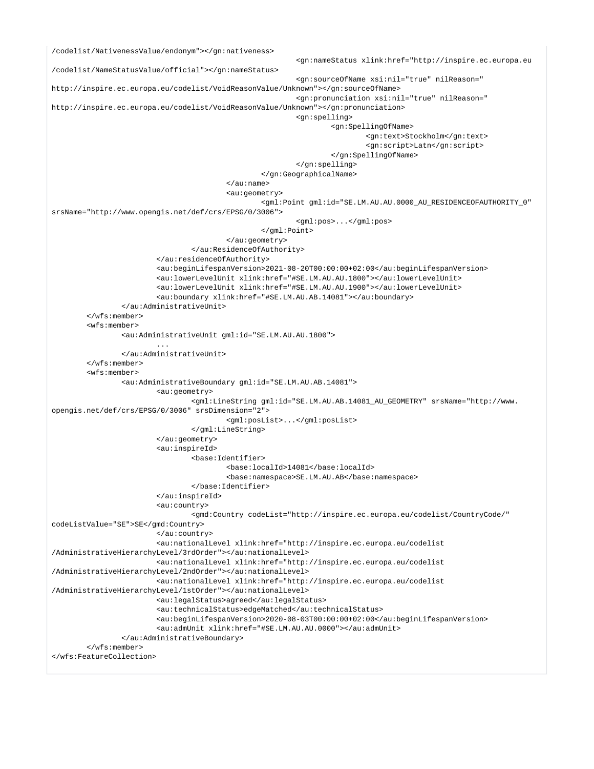```
/codelist/NativenessValue/endonym"></gn:nativeness>
                                                <gn:nameStatus xlink:href="http://inspire.ec.europa.eu
/codelist/NameStatusValue/official"></gn:nameStatus>
                                                <gn:sourceOfName xsi:nil="true" nilReason="
http://inspire.ec.europa.eu/codelist/VoidReasonValue/Unknown"></gn:sourceOfName>
                                                <gn:pronunciation xsi:nil="true" nilReason="
http://inspire.ec.europa.eu/codelist/VoidReasonValue/Unknown"></gn:pronunciation>
                                                <gn:spelling>
                                                        <gn:SpellingOfName>
                                                                <gn:text>Stockholm</gn:text>
                                                                <gn:script>Latn</gn:script>
                                                        </gn:SpellingOfName>
                                                </gn:spelling>
                                        </gn:GeographicalName>
                                </au:name>
                                <au:geometry>
                                        <gml:Point gml:id="SE.LM.AU.AU.0000_AU_RESIDENCEOFAUTHORITY_0"
srsName="http://www.opengis.net/def/crs/EPSG/0/3006">
                                                <gml:pos>...</gml:pos>
                                        </gml:Point>
                                </au:geometry>
                        </au:ResidenceOfAuthority>
                </au:residenceOfAuthority>
                <au:beginLifespanVersion>2021-08-20T00:00:00+02:00</au:beginLifespanVersion>
                <au:lowerLevelUnit xlink:href="#SE.LM.AU.AU.1800"></au:lowerLevelUnit>
                <au:lowerLevelUnit xlink:href="#SE.LM.AU.AU.1900"></au:lowerLevelUnit>
                <au:boundary xlink:href="#SE.LM.AU.AB.14081"></au:boundary>
        </au:AdministrativeUnit>
    </wfs:member>
    <wfs:member>
        <au:AdministrativeUnit gml:id="SE.LM.AU.AU.1800">
                ...
        </au:AdministrativeUnit>
    </wfs:member>
    <wfs:member>
        <au:AdministrativeBoundary gml:id="SE.LM.AU.AB.14081">
                <au:geometry>
                        <gml:LineString gml:id="SE.LM.AU.AB.14081_AU_GEOMETRY" srsName="http://www.
opengis.net/def/crs/EPSG/0/3006" srsDimension="2">
                                <gml:posList>...</gml:posList>
                        </gml:LineString>
                </au:geometry>
                <au:inspireId>
                        <base:Identifier>
                                <base:localId>14081</base:localId>
                                <base:namespace>SE.LM.AU.AB</base:namespace>
                        </base:Identifier>
                </au:inspireId>
                <au:country>
                        <gmd:Country codeList="http://inspire.ec.europa.eu/codelist/CountryCode/"
codeListValue="SE">SE</gmd:Country>
                </au:country>
                <au:nationalLevel xlink:href="http://inspire.ec.europa.eu/codelist
/AdministrativeHierarchyLevel/3rdOrder"></au:nationalLevel>
                <au:nationalLevel xlink:href="http://inspire.ec.europa.eu/codelist
/AdministrativeHierarchyLevel/2ndOrder"></au:nationalLevel>
                <au:nationalLevel xlink:href="http://inspire.ec.europa.eu/codelist
/AdministrativeHierarchyLevel/1stOrder"></au:nationalLevel>
                <au:legalStatus>agreed</au:legalStatus>
                <au:technicalStatus>edgeMatched</au:technicalStatus>
                <au:beginLifespanVersion>2020-08-03T00:00:00+02:00</au:beginLifespanVersion>
                <au:admUnit xlink:href="#SE.LM.AU.AU.0000"></au:admUnit>
        </au:AdministrativeBoundary>
    </wfs:member>
</wfs:FeatureCollection>
```